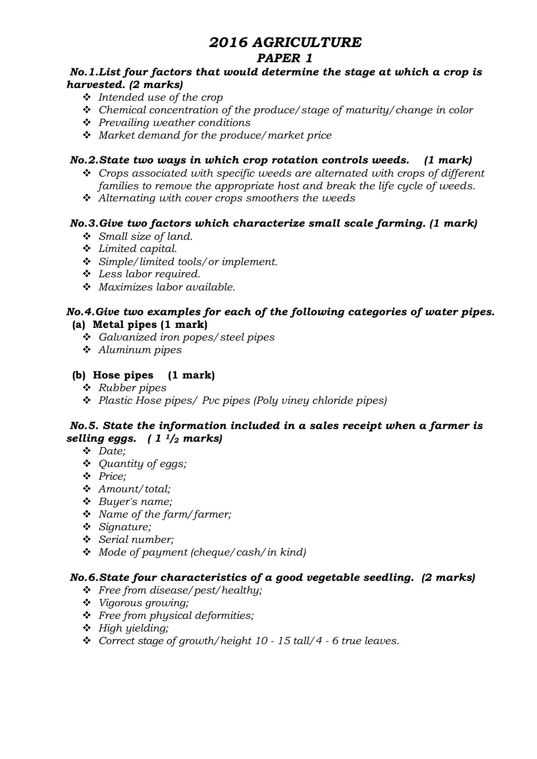# *2016 AGRICULTURE*

## *PAPER 1*

***No.1.List four factors that would determine the stage at which a crop is harvested. (2 marks)***

- *Intended use of the crop*
- *Chemical concentration of the produce/stage of maturity/change in color*
- *Prevailing weather conditions*
- *Market demand for the produce/market price*

***No.2.State two ways in which crop rotation controls weeds. (1 mark)***

- *Crops associated with specific weeds are alternated with crops of different families to remove the appropriate host and break the life cycle of weeds.*
- *Alternating with cover crops smoothers the weeds*

***No.3.Give two factors which characterize small scale farming. (1 mark)***

- *Small size of land.*
- *Limited capital.*
- *Simple/limited tools/or implement.*
- *Less labor required.*
- *Maximizes labor available.*

***No.4.Give two examples for each of the following categories of water pipes.***

**(a) Metal pipes (1 mark)**

- *Galvanized iron popes/steel pipes*
- *Aluminum pipes*

**(b) Hose pipes (1 mark)**

- *Rubber pipes*
- *Plastic Hose pipes/ Pvc pipes (Poly viney chloride pipes)*

***No.5. State the information included in a sales receipt when a farmer is selling eggs. ( 1 $^1/_2$ marks)***

- *Date;*
- *Quantity of eggs;*
- *Price;*
- *Amount/total;*
- *Buyer's name;*
- *Name of the farm/farmer;*
- *Signature;*
- *Serial number;*
- *Mode of payment (cheque/cash/in kind)*

***No.6.State four characteristics of a good vegetable seedling. (2 marks)***

- *Free from disease/pest/healthy;*
- *Vigorous growing;*
- *Free from physical deformities;*
- *High yielding;*
- *Correct stage of growth/height 10 - 15 tall/4 - 6 true leaves.*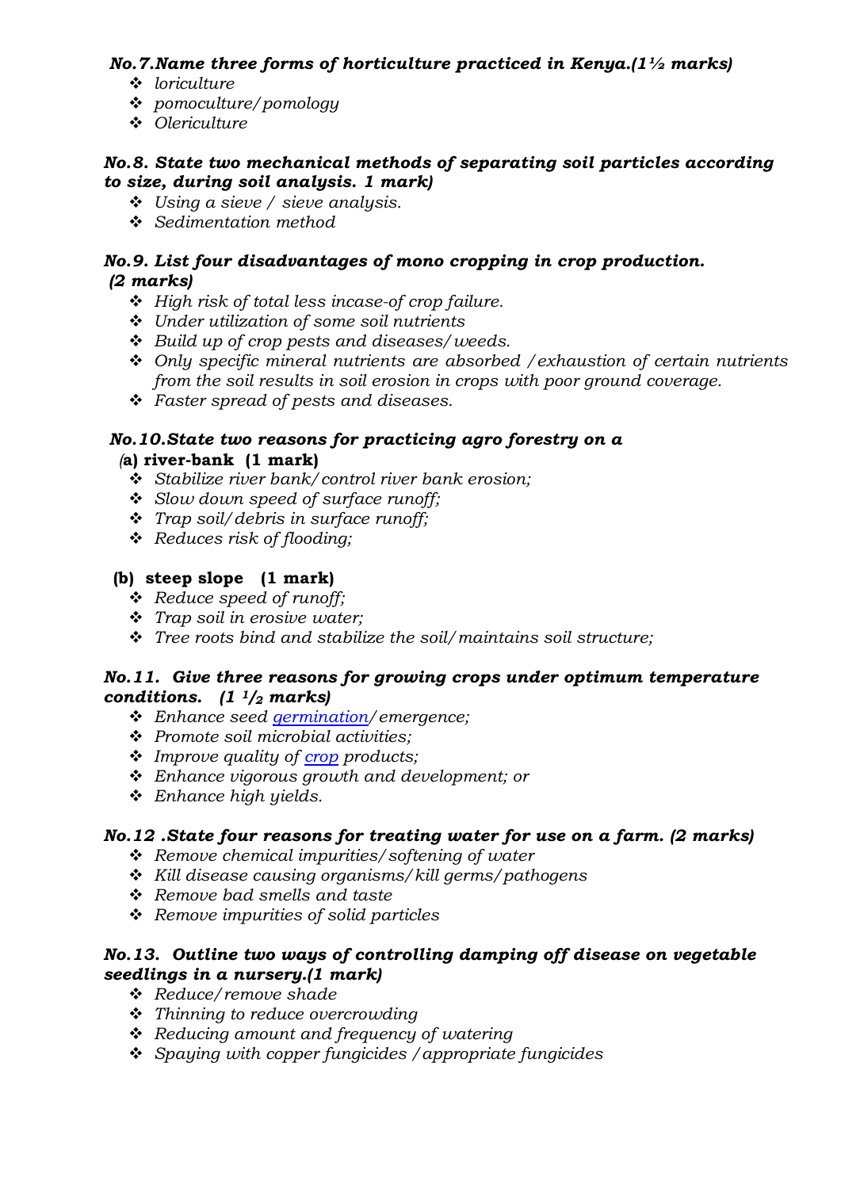***No.7.Name three forms of horticulture practiced in Kenya.(1½ marks)***

- *loriculture*
- *pomoculture/pomology*
- *Olericulture*

***No.8. State two mechanical methods of separating soil particles according to size, during soil analysis. 1 mark)***

- *Using a sieve / sieve analysis.*
- *Sedimentation method*

***No.9. List four disadvantages of mono cropping in crop production. (2 marks)***

- *High risk of total less incase-of crop failure.*
- *Under utilization of some soil nutrients*
- *Build up of crop pests and diseases/weeds.*
- *Only specific mineral nutrients are absorbed /exhaustion of certain nutrients from the soil results in soil erosion in crops with poor ground coverage.*
- *Faster spread of pests and diseases.*

***No.10.State two reasons for practicing agro forestry on a***

**(a) river-bank (1 mark)**

- *Stabilize river bank/control river bank erosion;*
- *Slow down speed of surface runoff;*
- *Trap soil/debris in surface runoff;*
- *Reduces risk of flooding;*

**(b) steep slope (1 mark)**

- *Reduce speed of runoff;*
- *Trap soil in erosive water;*
- *Tree roots bind and stabilize the soil/maintains soil structure;*

***No.11. Give three reasons for growing crops under optimum temperature conditions. (1 ½ marks)***

- *Enhance seed germination/emergence;*
- *Promote soil microbial activities;*
- *Improve quality of crop products;*
- *Enhance vigorous growth and development; or*
- *Enhance high yields.*

***No.12 .State four reasons for treating water for use on a farm. (2 marks)***

- *Remove chemical impurities/softening of water*
- *Kill disease causing organisms/kill germs/pathogens*
- *Remove bad smells and taste*
- *Remove impurities of solid particles*

***No.13. Outline two ways of controlling damping off disease on vegetable seedlings in a nursery.(1 mark)***

- *Reduce/remove shade*
- *Thinning to reduce overcrowding*
- *Reducing amount and frequency of watering*
- *Spaying with copper fungicides /appropriate fungicides*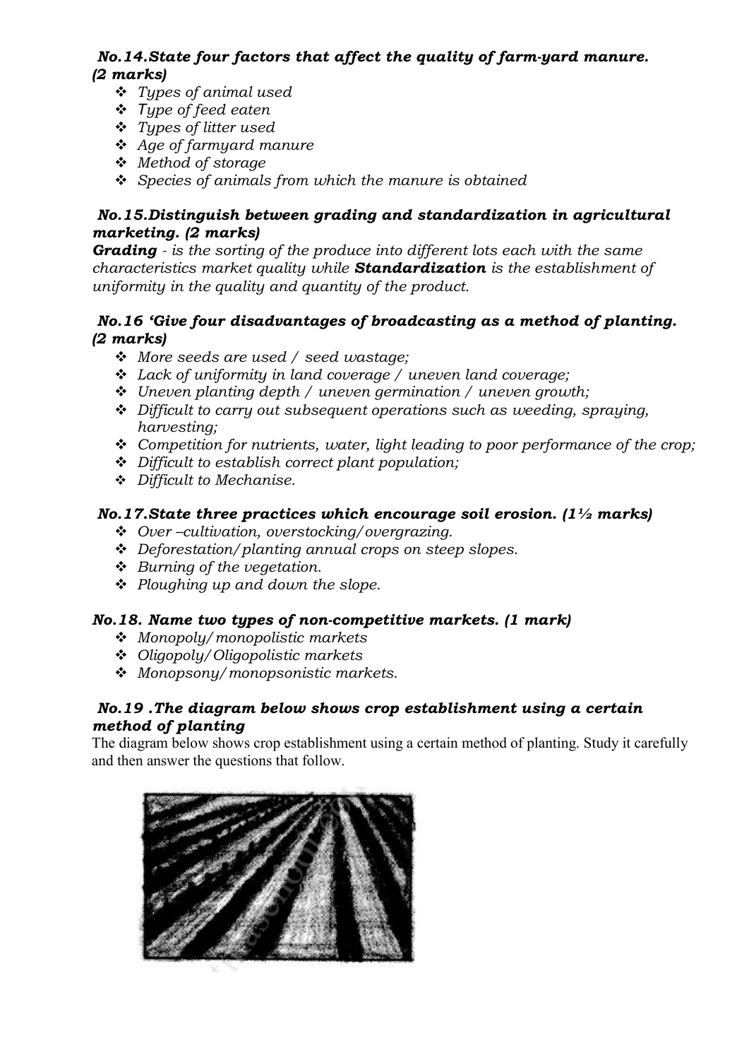### *No.14.State four factors that affect the quality of farm-yard manure. (2 marks)*

- *Types of animal used*
- *Type of feed eaten*
- *Types of litter used*
- *Age of farmyard manure*
- *Method of storage*
- *Species of animals from which the manure is obtained*

### *No.15.Distinguish between grading and standardization in agricultural marketing. (2 marks)*

***Grading*** *- is the sorting of the produce into different lots each with the same characteristics market quality while* ***Standardization*** *is the establishment of uniformity in the quality and quantity of the product.*

### *No.16 'Give four disadvantages of broadcasting as a method of planting. (2 marks)*

- *More seeds are used / seed wastage;*
- *Lack of uniformity in land coverage / uneven land coverage;*
- *Uneven planting depth / uneven germination / uneven growth;*
- *Difficult to carry out subsequent operations such as weeding, spraying, harvesting;*
- *Competition for nutrients, water, light leading to poor performance of the crop;*
- *Difficult to establish correct plant population;*
- *Difficult to Mechanise.*

### *No.17.State three practices which encourage soil erosion. (1½ marks)*

- *Over –cultivation, overstocking/overgrazing.*
- *Deforestation/planting annual crops on steep slopes.*
- *Burning of the vegetation.*
- *Ploughing up and down the slope.*

### *No.18. Name two types of non-competitive markets. (1 mark)*

- *Monopoly/monopolistic markets*
- *Oligopoly/Oligopolistic markets*
- *Monopsony/monopsonistic markets.*

### *No.19 .The diagram below shows crop establishment using a certain method of planting*

The diagram below shows crop establishment using a certain method of planting. Study it carefully and then answer the questions that follow.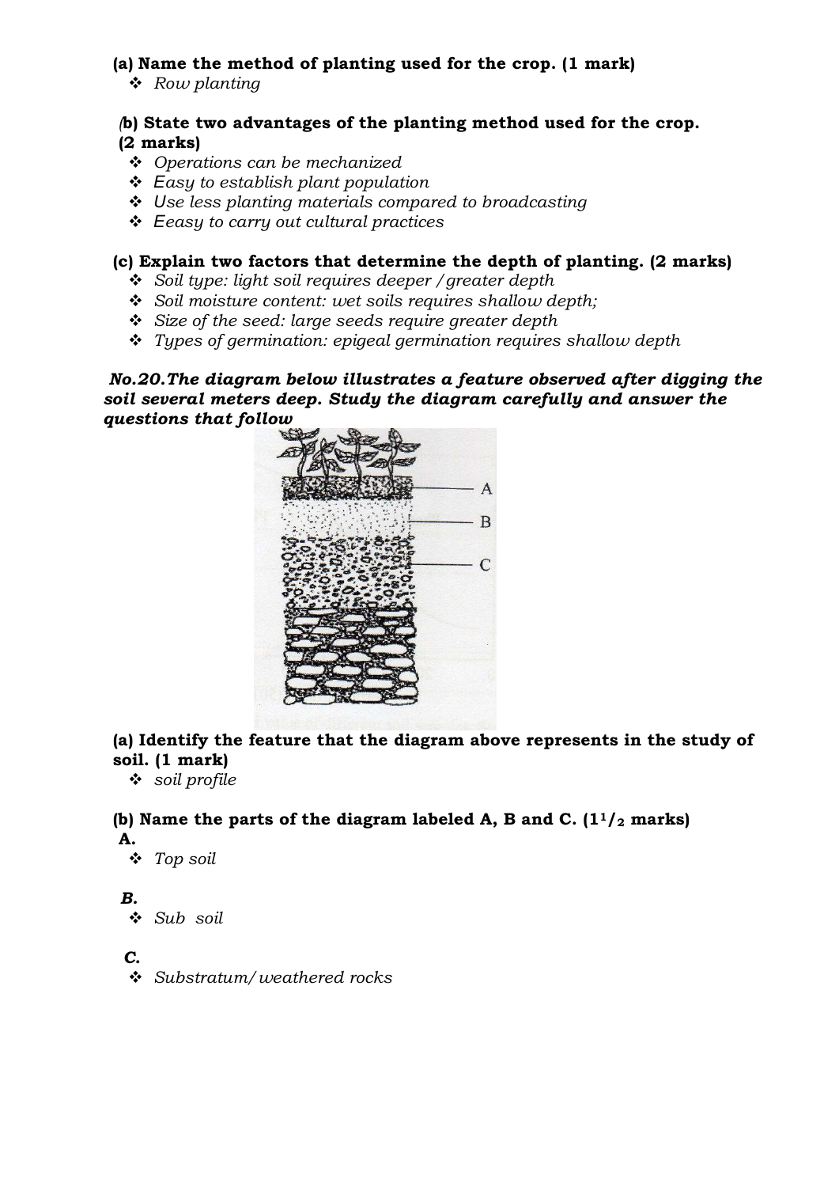**(a) Name the method of planting used for the crop. (1 mark)**

- *Row planting*

**(b) State two advantages of the planting method used for the crop. (2 marks)**

- *Operations can be mechanized*
- *Easy to establish plant population*
- *Use less planting materials compared to broadcasting*
- *Eeasy to carry out cultural practices*

**(c) Explain two factors that determine the depth of planting. (2 marks)**

- *Soil type: light soil requires deeper /greater depth*
- *Soil moisture content: wet soils requires shallow depth;*
- *Size of the seed: large seeds require greater depth*
- *Types of germination: epigeal germination requires shallow depth*

***No.20.The diagram below illustrates a feature observed after digging the soil several meters deep. Study the diagram carefully and answer the questions that follow***

**(a) Identify the feature that the diagram above represents in the study of soil. (1 mark)**

- *soil profile*

**(b) Name the parts of the diagram labeled A, B and C. ($1^1/_2$ marks)**

**A.**

- *Top soil*

***B.***

- *Sub soil*

***C.***

- *Substratum/ weathered rocks*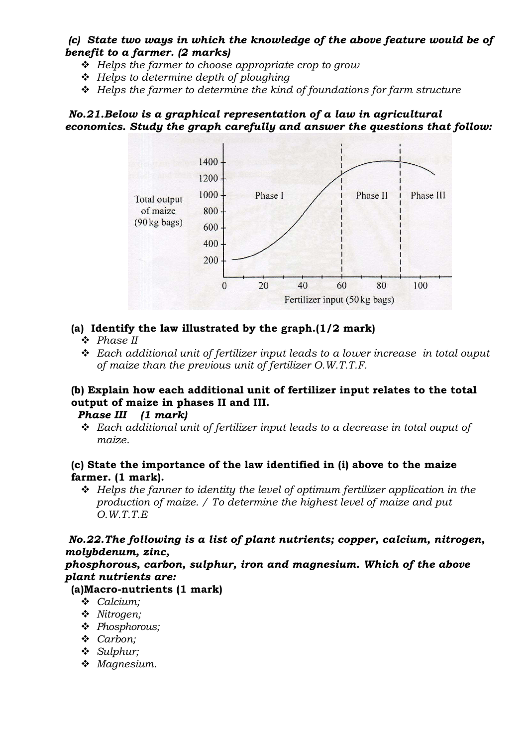***(c) State two ways in which the knowledge of the above feature would be of benefit to a farmer. (2 marks)***

- *Helps the farmer to choose appropriate crop to grow*
- *Helps to determine depth of ploughing*
- *Helps the farmer to determine the kind of foundations for farm structure*

***No.21.Below is a graphical representation of a law in agricultural economics. Study the graph carefully and answer the questions that follow:***

**(a) Identify the law illustrated by the graph.(1/2 mark)**

- *Phase II*
- *Each additional unit of fertilizer input leads to a lower increase in total ouput of maize than the previous unit of fertilizer O.W.T.T.F.*

**(b) Explain how each additional unit of fertilizer input relates to the total output of maize in phases II and III.**

***Phase III (1 mark)***

- *Each additional unit of fertilizer input leads to a decrease in total ouput of maize.*

**(c) State the importance of the law identified in (i) above to the maize farmer. (1 mark).**

- *Helps the fanner to identity the level of optimum fertilizer application in the production of maize. / To determine the highest level of maize and put O.W.T.T.E*

***No.22.The following is a list of plant nutrients; copper, calcium, nitrogen, molybdenum, zinc, phosphorous, carbon, sulphur, iron and magnesium. Which of the above plant nutrients are:***

**(a)Macro-nutrients (1 mark)**

- *Calcium;*
- *Nitrogen;*
- *Phosphorous;*
- *Carbon;*
- *Sulphur;*
- *Magnesium.*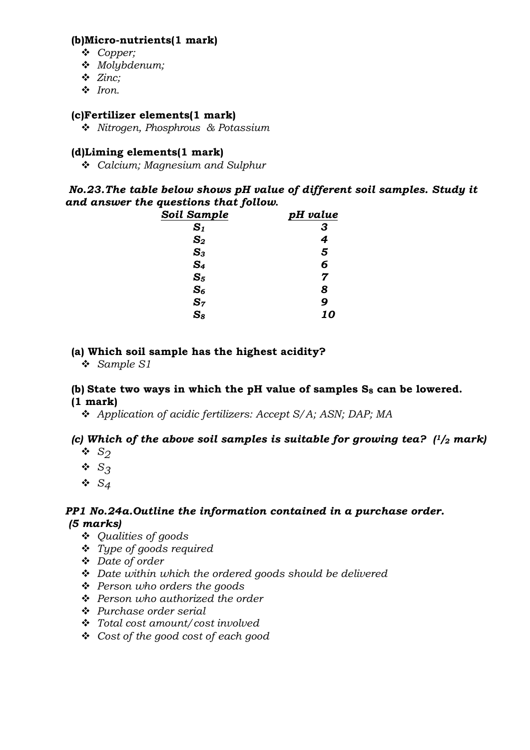**(b)Micro-nutrients(1 mark)**

- *Copper;*
- *Molybdenum;*
- *Zinc;*
- *Iron.*

**(c)Fertilizer elements(1 mark)**

- *Nitrogen, Phosphrous & Potassium*

**(d)Liming elements(1 mark)**

- *Calcium; Magnesium and Sulphur*

***No.23.The table below shows pH value of different soil samples. Study it and answer the questions that follow.***

| ***Soil Sample*** | ***pH value*** |
|---|---|
| $S_1$ | ***3*** |
| $S_2$ | ***4*** |
| $S_3$ | ***5*** |
| $S_4$ | ***6*** |
| $S_5$ | ***7*** |
| $S_6$ | ***8*** |
| $S_7$ | ***9*** |
| $S_8$ | ***10*** |

**(a) Which soil sample has the highest acidity?**

- *Sample S1*

**(b) State two ways in which the pH value of samples $S_8$ can be lowered. (1 mark)**

- *Application of acidic fertilizers: Accept S/A; ASN; DAP; MA*

***(c) Which of the above soil samples is suitable for growing tea? (1/2 mark)***

- $S_2$
- $S_3$
- $S_4$

***PP1 No.24a.Outline the information contained in a purchase order. (5 marks)***

- *Qualities of goods*
- *Type of goods required*
- *Date of order*
- *Date within which the ordered goods should be delivered*
- *Person who orders the goods*
- *Person who authorized the order*
- *Purchase order serial*
- *Total cost amount/cost involved*
- *Cost of the good cost of each good*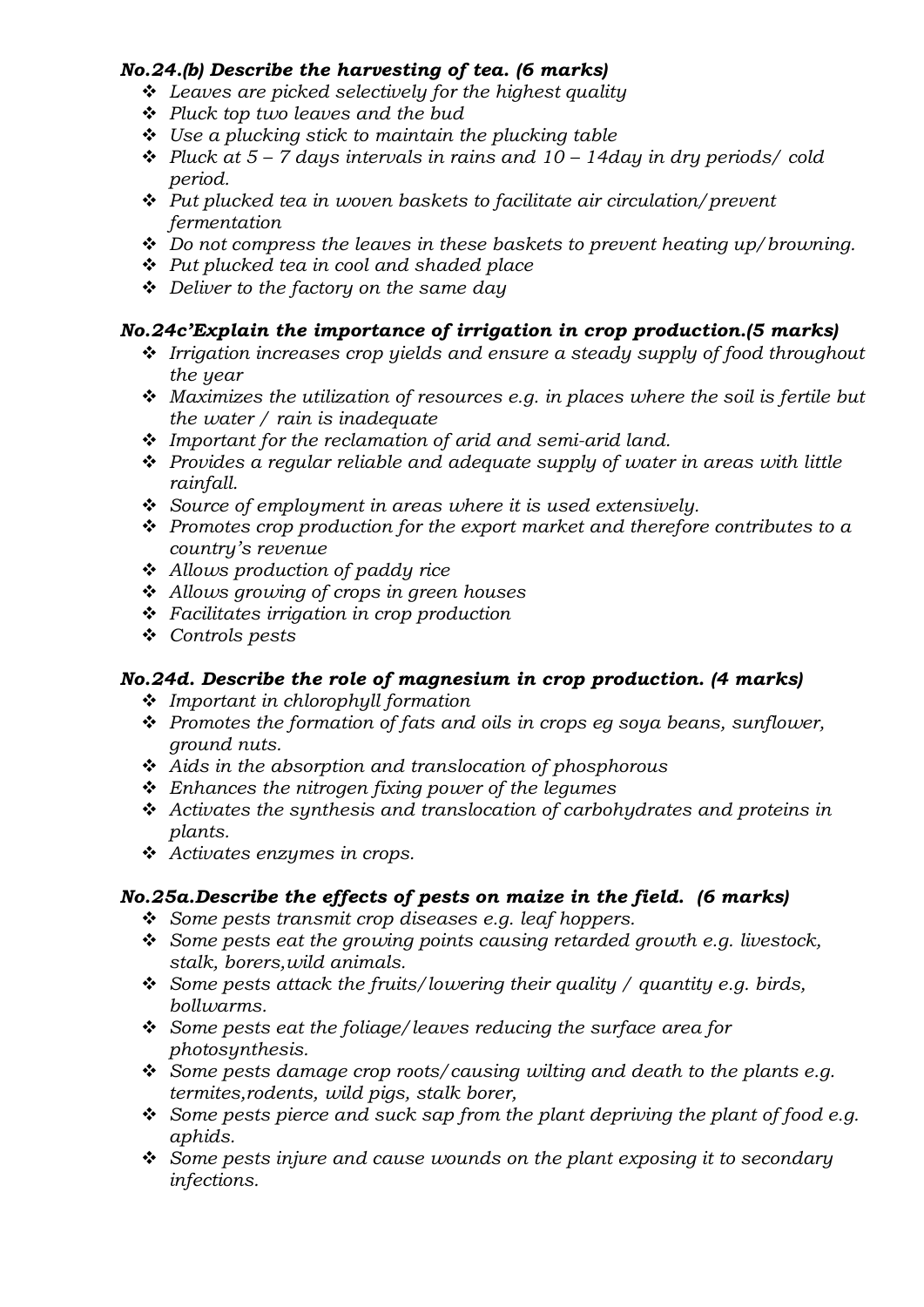***No.24.(b) Describe the harvesting of tea. (6 marks)***

- *Leaves are picked selectively for the highest quality*
- *Pluck top two leaves and the bud*
- *Use a plucking stick to maintain the plucking table*
- *Pluck at 5 – 7 days intervals in rains and 10 – 14day in dry periods/ cold period.*
- *Put plucked tea in woven baskets to facilitate air circulation/prevent fermentation*
- *Do not compress the leaves in these baskets to prevent heating up/browning.*
- *Put plucked tea in cool and shaded place*
- *Deliver to the factory on the same day*

***No.24c'Explain the importance of irrigation in crop production.(5 marks)***

- *Irrigation increases crop yields and ensure a steady supply of food throughout the year*
- *Maximizes the utilization of resources e.g. in places where the soil is fertile but the water / rain is inadequate*
- *Important for the reclamation of arid and semi-arid land.*
- *Provides a regular reliable and adequate supply of water in areas with little rainfall.*
- *Source of employment in areas where it is used extensively.*
- *Promotes crop production for the export market and therefore contributes to a country's revenue*
- *Allows production of paddy rice*
- *Allows growing of crops in green houses*
- *Facilitates irrigation in crop production*
- *Controls pests*

***No.24d. Describe the role of magnesium in crop production. (4 marks)***

- *Important in chlorophyll formation*
- *Promotes the formation of fats and oils in crops eg soya beans, sunflower, ground nuts.*
- *Aids in the absorption and translocation of phosphorous*
- *Enhances the nitrogen fixing power of the legumes*
- *Activates the synthesis and translocation of carbohydrates and proteins in plants.*
- *Activates enzymes in crops.*

***No.25a.Describe the effects of pests on maize in the field. (6 marks)***

- *Some pests transmit crop diseases e.g. leaf hoppers.*
- *Some pests eat the growing points causing retarded growth e.g. livestock, stalk, borers,wild animals.*
- *Some pests attack the fruits/lowering their quality / quantity e.g. birds, bollwarms.*
- *Some pests eat the foliage/leaves reducing the surface area for photosynthesis.*
- *Some pests damage crop roots/causing wilting and death to the plants e.g. termites,rodents, wild pigs, stalk borer,*
- *Some pests pierce and suck sap from the plant depriving the plant of food e.g. aphids.*
- *Some pests injure and cause wounds on the plant exposing it to secondary infections.*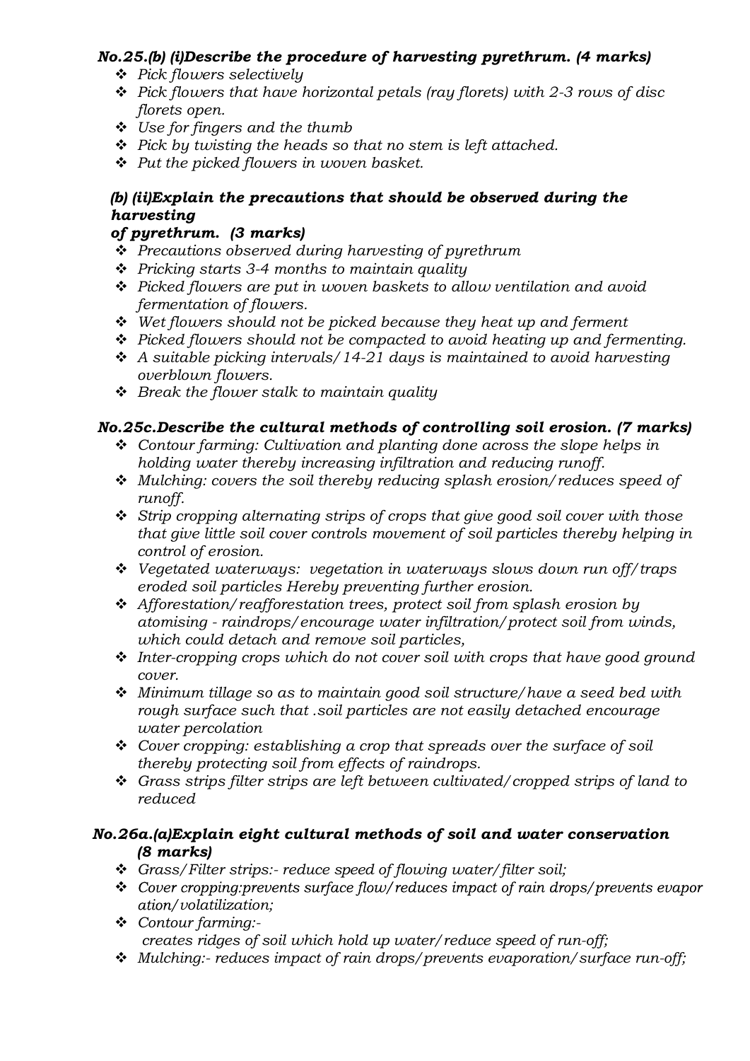***No.25.(b) (i)Describe the procedure of harvesting pyrethrum. (4 marks)***

- *Pick flowers selectively*
- *Pick flowers that have horizontal petals (ray florets) with 2-3 rows of disc florets open.*
- *Use for fingers and the thumb*
- *Pick by twisting the heads so that no stem is left attached.*
- *Put the picked flowers in woven basket.*

***(b) (ii)Explain the precautions that should be observed during the harvesting of pyrethrum. (3 marks)***

- *Precautions observed during harvesting of pyrethrum*
- *Pricking starts 3-4 months to maintain quality*
- *Picked flowers are put in woven baskets to allow ventilation and avoid fermentation of flowers.*
- *Wet flowers should not be picked because they heat up and ferment*
- *Picked flowers should not be compacted to avoid heating up and fermenting.*
- *A suitable picking intervals/14-21 days is maintained to avoid harvesting overblown flowers.*
- *Break the flower stalk to maintain quality*

***No.25c.Describe the cultural methods of controlling soil erosion. (7 marks)***

- *Contour farming: Cultivation and planting done across the slope helps in holding water thereby increasing infiltration and reducing runoff.*
- *Mulching: covers the soil thereby reducing splash erosion/reduces speed of runoff.*
- *Strip cropping alternating strips of crops that give good soil cover with those that give little soil cover controls movement of soil particles thereby helping in control of erosion.*
- *Vegetated waterways: vegetation in waterways slows down run off/traps eroded soil particles Hereby preventing further erosion.*
- *Afforestation/reafforestation trees, protect soil from splash erosion by atomising - raindrops/encourage water infiltration/protect soil from winds, which could detach and remove soil particles,*
- *Inter-cropping crops which do not cover soil with crops that have good ground cover.*
- *Minimum tillage so as to maintain good soil structure/have a seed bed with rough surface such that .soil particles are not easily detached encourage water percolation*
- *Cover cropping: establishing a crop that spreads over the surface of soil thereby protecting soil from effects of raindrops.*
- *Grass strips filter strips are left between cultivated/cropped strips of land to reduced*

***No.26a.(a)Explain eight cultural methods of soil and water conservation (8 marks)***

- *Grass/Filter strips:- reduce speed of flowing water/filter soil;*
- *Cover cropping:prevents surface flow/reduces impact of rain drops/prevents evaporation/volatilization;*
- *Contour farming:- creates ridges of soil which hold up water/reduce speed of run-off;*
- *Mulching:- reduces impact of rain drops/prevents evaporation/surface run-off;*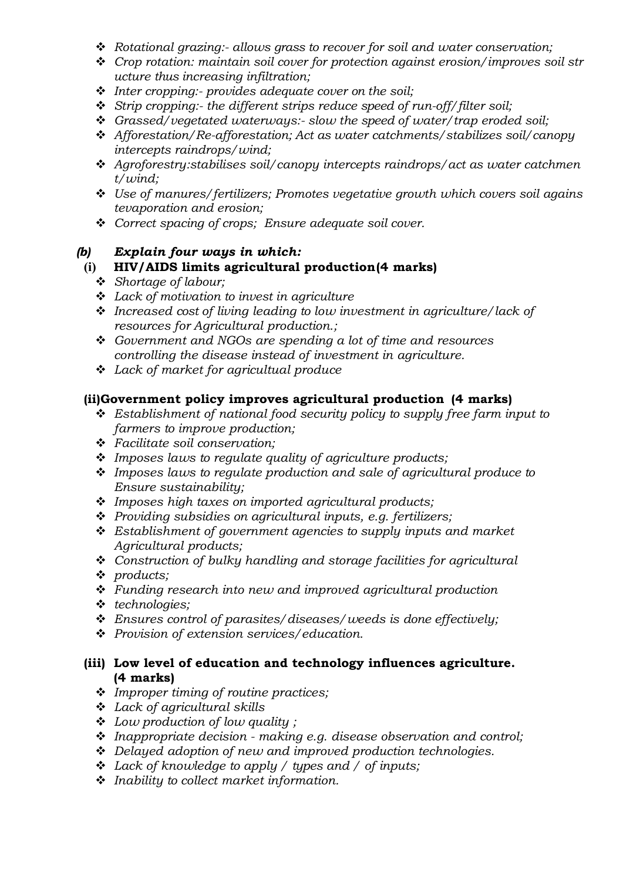- *Rotational grazing:- allows grass to recover for soil and water conservation;*
- *Crop rotation: maintain soil cover for protection against erosion/improves soil str ucture thus increasing infiltration;*
- *Inter cropping:- provides adequate cover on the soil;*
- *Strip cropping:- the different strips reduce speed of run-off/filter soil;*
- *Grassed/vegetated waterways:- slow the speed of water/trap eroded soil;*
- *Afforestation/Re-afforestation; Act as water catchments/stabilizes soil/canopy intercepts raindrops/wind;*
- *Agroforestry:stabilises soil/canopy intercepts raindrops/act as water catchmen t/wind;*
- *Use of manures/fertilizers; Promotes vegetative growth which covers soil agains tevaporation and erosion;*
- *Correct spacing of crops; Ensure adequate soil cover.*

***(b) Explain four ways in which:***

**(i) HIV/AIDS limits agricultural production(4 marks)**

- *Shortage of labour;*
- *Lack of motivation to invest in agriculture*
- *Increased cost of living leading to low investment in agriculture/lack of resources for Agricultural production.;*
- *Government and NGOs are spending a lot of time and resources controlling the disease instead of investment in agriculture.*
- *Lack of market for agricultual produce*

**(ii)Government policy improves agricultural production (4 marks)**

- *Establishment of national food security policy to supply free farm input to farmers to improve production;*
- *Facilitate soil conservation;*
- *Imposes laws to regulate quality of agriculture products;*
- *Imposes laws to regulate production and sale of agricultural produce to Ensure sustainability;*
- *Imposes high taxes on imported agricultural products;*
- *Providing subsidies on agricultural inputs, e.g. fertilizers;*
- *Establishment of government agencies to supply inputs and market Agricultural products;*
- *Construction of bulky handling and storage facilities for agricultural*
- *products;*
- *Funding research into new and improved agricultural production*
- *technologies;*
- *Ensures control of parasites/diseases/weeds is done effectively;*
- *Provision of extension services/education.*

**(iii) Low level of education and technology influences agriculture. (4 marks)**

- *Improper timing of routine practices;*
- *Lack of agricultural skills*
- *Low production of low quality ;*
- *Inappropriate decision - making e.g. disease observation and control;*
- *Delayed adoption of new and improved production technologies.*
- *Lack of knowledge to apply / types and / of inputs;*
- *Inability to collect market information.*